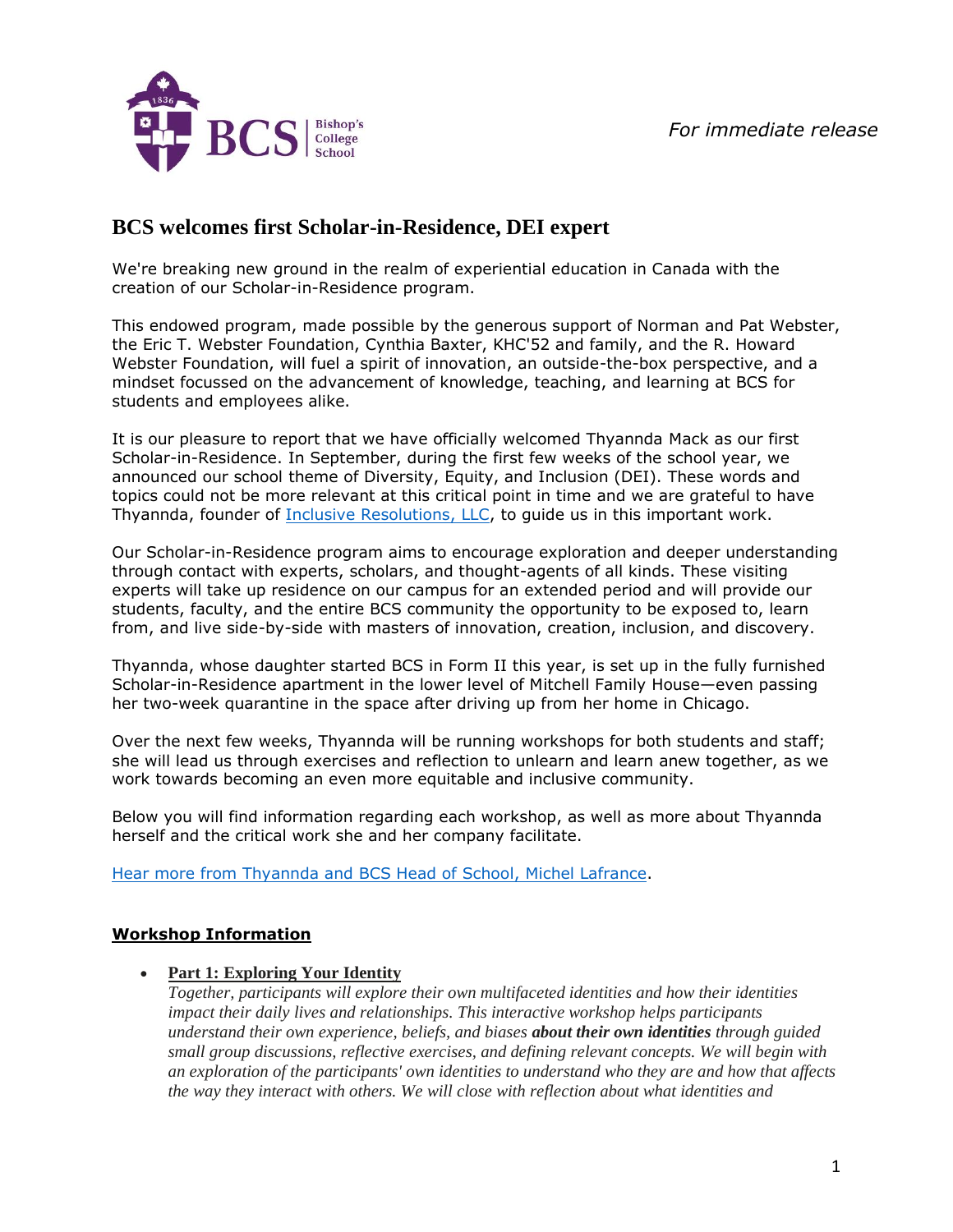*For immediate release*

# BCS welcomes first Scholar-in-Residence, DEI expert

We're breaking new ground in the realm of experiential education in Canada with the creation of our Scholar-in-Residence program.

This endowed program, made possible by the generous support of Norman and Pat Webster, the Eric T. Webster Foundation, Cynthia Baxter, KHC'52 and family, and the R. Howard Webster Foundation, will fuel a spirit of innovation, an outside-the-box perspective, and a mindset focussed on the advancement of knowledge, teaching, and learning at BCS for students and employees alike.

It is our pleasure to report that we have officially welcomed Thyannda Mack as our first Scholar-in-Residence. In September, during the first few weeks of the school year, we announced our school theme of Diversity, Equity, and Inclusion (DEI). These words and topics could not be more relevant at this critical point in time and we are grateful to have Thyannda, founder of Inclusive Resolutions, LLC, to guide us in this important work.

Our Scholar-in-Residence program aims to encourage exploration and deeper understanding through contact with experts, scholars, and thought-agents of all kinds. These visiting experts will take up residence on our campus for an extended period and will provide our students, faculty, and the entire BCS community the opportunity to be exposed to, learn from, and live side-by-side with masters of innovation, creation, inclusion, and discovery.

Thyannda, whose daughter started BCS in Form II this year, is set up in the fully furnished Scholar-in-Residence apartment in the lower level of Mitchell Family House—even passing her two-week quarantine in the space after driving up from her home in Chicago.

Over the next few weeks, Thyannda will be running workshops for both students and staff; she will lead us through exercises and reflection to unlearn and learn anew together, as we work towards becoming an even more equitable and inclusive community.

Below you will find information regarding each workshop, as well as more about Thyannda herself and the critical work she and her company facilitate.

Hear more from Thyannda and BCS Head of School, Michel Lafrance.

## Workshop Information

- **Part 1: Exploring Your Identity**
  *Together, participants will explore their own multifaceted identities and how their identities impact their daily lives and relationships. This interactive workshop helps participants understand their own experience, beliefs, and biases* ***about their own identities*** *through guided small group discussions, reflective exercises, and defining relevant concepts. We will begin with an exploration of the participants' own identities to understand who they are and how that affects the way they interact with others. We will close with reflection about what identities and*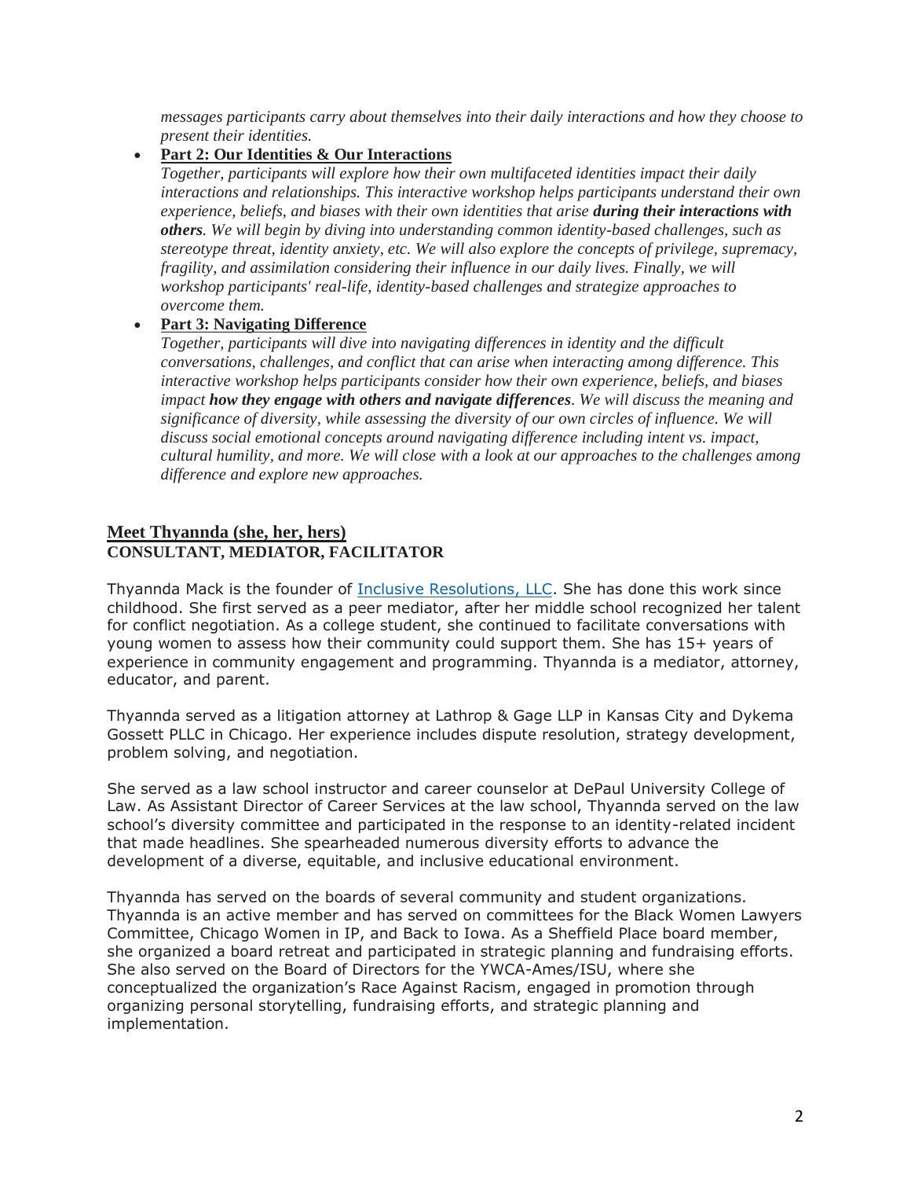*messages participants carry about themselves into their daily interactions and how they choose to present their identities.*

- **Part 2: Our Identities & Our Interactions**
  *Together, participants will explore how their own multifaceted identities impact their daily interactions and relationships. This interactive workshop helps participants understand their own experience, beliefs, and biases with their own identities that arise* ***during their interactions with others****. We will begin by diving into understanding common identity-based challenges, such as stereotype threat, identity anxiety, etc. We will also explore the concepts of privilege, supremacy, fragility, and assimilation considering their influence in our daily lives. Finally, we will workshop participants' real-life, identity-based challenges and strategize approaches to overcome them.*

- **Part 3: Navigating Difference**
  *Together, participants will dive into navigating differences in identity and the difficult conversations, challenges, and conflict that can arise when interacting among difference. This interactive workshop helps participants consider how their own experience, beliefs, and biases impact* ***how they engage with others and navigate differences****. We will discuss the meaning and significance of diversity, while assessing the diversity of our own circles of influence. We will discuss social emotional concepts around navigating difference including intent vs. impact, cultural humility, and more. We will close with a look at our approaches to the challenges among difference and explore new approaches.*

## Meet Thyannda (she, her, hers)
**CONSULTANT, MEDIATOR, FACILITATOR**

Thyannda Mack is the founder of [Inclusive Resolutions, LLC](). She has done this work since childhood. She first served as a peer mediator, after her middle school recognized her talent for conflict negotiation. As a college student, she continued to facilitate conversations with young women to assess how their community could support them. She has 15+ years of experience in community engagement and programming. Thyannda is a mediator, attorney, educator, and parent.

Thyannda served as a litigation attorney at Lathrop & Gage LLP in Kansas City and Dykema Gossett PLLC in Chicago. Her experience includes dispute resolution, strategy development, problem solving, and negotiation.

She served as a law school instructor and career counselor at DePaul University College of Law. As Assistant Director of Career Services at the law school, Thyannda served on the law school's diversity committee and participated in the response to an identity-related incident that made headlines. She spearheaded numerous diversity efforts to advance the development of a diverse, equitable, and inclusive educational environment.

Thyannda has served on the boards of several community and student organizations. Thyannda is an active member and has served on committees for the Black Women Lawyers Committee, Chicago Women in IP, and Back to Iowa. As a Sheffield Place board member, she organized a board retreat and participated in strategic planning and fundraising efforts. She also served on the Board of Directors for the YWCA-Ames/ISU, where she conceptualized the organization's Race Against Racism, engaged in promotion through organizing personal storytelling, fundraising efforts, and strategic planning and implementation.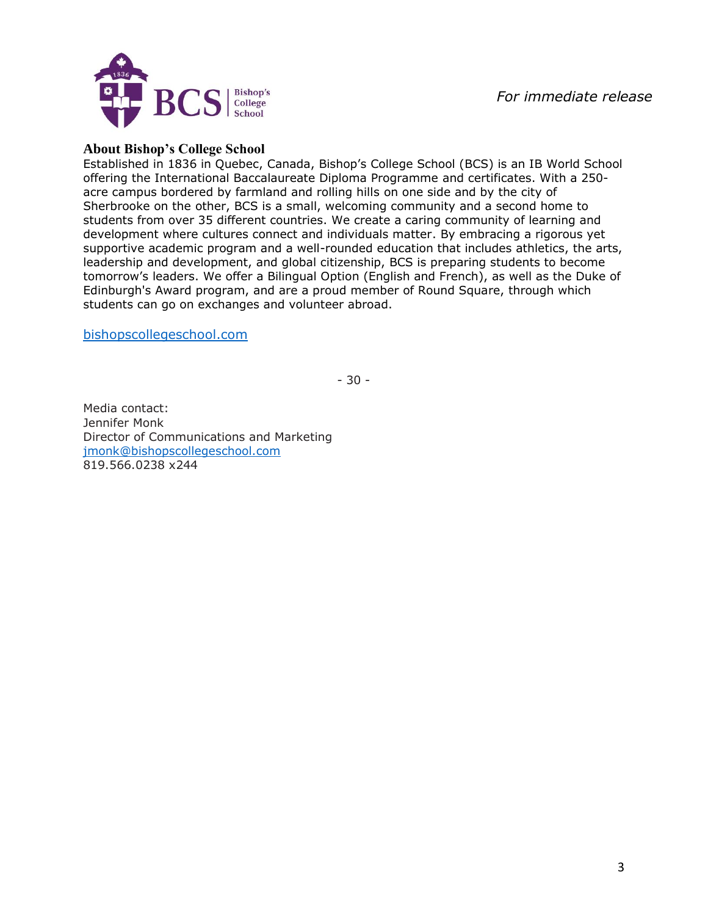*For immediate release*

## About Bishop's College School

Established in 1836 in Quebec, Canada, Bishop's College School (BCS) is an IB World School offering the International Baccalaureate Diploma Programme and certificates. With a 250-acre campus bordered by farmland and rolling hills on one side and by the city of Sherbrooke on the other, BCS is a small, welcoming community and a second home to students from over 35 different countries. We create a caring community of learning and development where cultures connect and individuals matter. By embracing a rigorous yet supportive academic program and a well-rounded education that includes athletics, the arts, leadership and development, and global citizenship, BCS is preparing students to become tomorrow's leaders. We offer a Bilingual Option (English and French), as well as the Duke of Edinburgh's Award program, and are a proud member of Round Square, through which students can go on exchanges and volunteer abroad.

[bishopscollegeschool.com](http://bishopscollegeschool.com)

- 30 -

Media contact:
Jennifer Monk
Director of Communications and Marketing
[jmonk@bishopscollegeschool.com](mailto:jmonk@bishopscollegeschool.com)
819.566.0238 x244